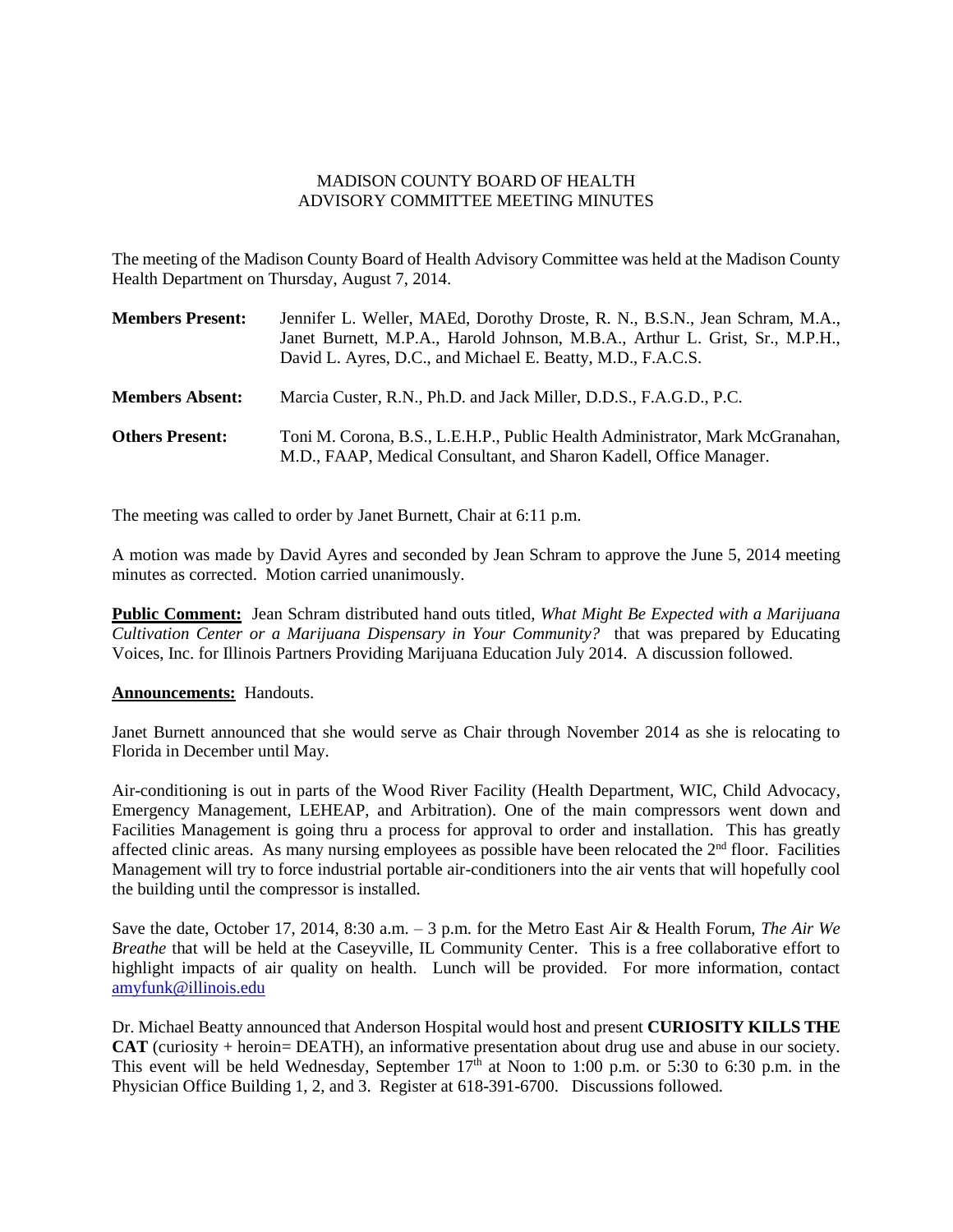# MADISON COUNTY BOARD OF HEALTH
## ADVISORY COMMITTEE MEETING MINUTES

The meeting of the Madison County Board of Health Advisory Committee was held at the Madison County Health Department on Thursday, August 7, 2014.

**Members Present:** Jennifer L. Weller, MAEd, Dorothy Droste, R. N., B.S.N., Jean Schram, M.A., Janet Burnett, M.P.A., Harold Johnson, M.B.A., Arthur L. Grist, Sr., M.P.H., David L. Ayres, D.C., and Michael E. Beatty, M.D., F.A.C.S.

**Members Absent:** Marcia Custer, R.N., Ph.D. and Jack Miller, D.D.S., F.A.G.D., P.C.

**Others Present:** Toni M. Corona, B.S., L.E.H.P., Public Health Administrator, Mark McGranahan, M.D., FAAP, Medical Consultant, and Sharon Kadell, Office Manager.

The meeting was called to order by Janet Burnett, Chair at 6:11 p.m.

A motion was made by David Ayres and seconded by Jean Schram to approve the June 5, 2014 meeting minutes as corrected. Motion carried unanimously.

**Public Comment:** Jean Schram distributed hand outs titled, *What Might Be Expected with a Marijuana Cultivation Center or a Marijuana Dispensary in Your Community?* that was prepared by Educating Voices, Inc. for Illinois Partners Providing Marijuana Education July 2014. A discussion followed.

**Announcements:** Handouts.

Janet Burnett announced that she would serve as Chair through November 2014 as she is relocating to Florida in December until May.

Air-conditioning is out in parts of the Wood River Facility (Health Department, WIC, Child Advocacy, Emergency Management, LEHEAP, and Arbitration). One of the main compressors went down and Facilities Management is going thru a process for approval to order and installation. This has greatly affected clinic areas. As many nursing employees as possible have been relocated the 2nd floor. Facilities Management will try to force industrial portable air-conditioners into the air vents that will hopefully cool the building until the compressor is installed.

Save the date, October 17, 2014, 8:30 a.m. – 3 p.m. for the Metro East Air & Health Forum, *The Air We Breathe* that will be held at the Caseyville, IL Community Center. This is a free collaborative effort to highlight impacts of air quality on health. Lunch will be provided. For more information, contact amyfunk@illinois.edu

Dr. Michael Beatty announced that Anderson Hospital would host and present **CURIOSITY KILLS THE CAT** (curiosity + heroin= DEATH), an informative presentation about drug use and abuse in our society. This event will be held Wednesday, September 17th at Noon to 1:00 p.m. or 5:30 to 6:30 p.m. in the Physician Office Building 1, 2, and 3. Register at 618-391-6700. Discussions followed.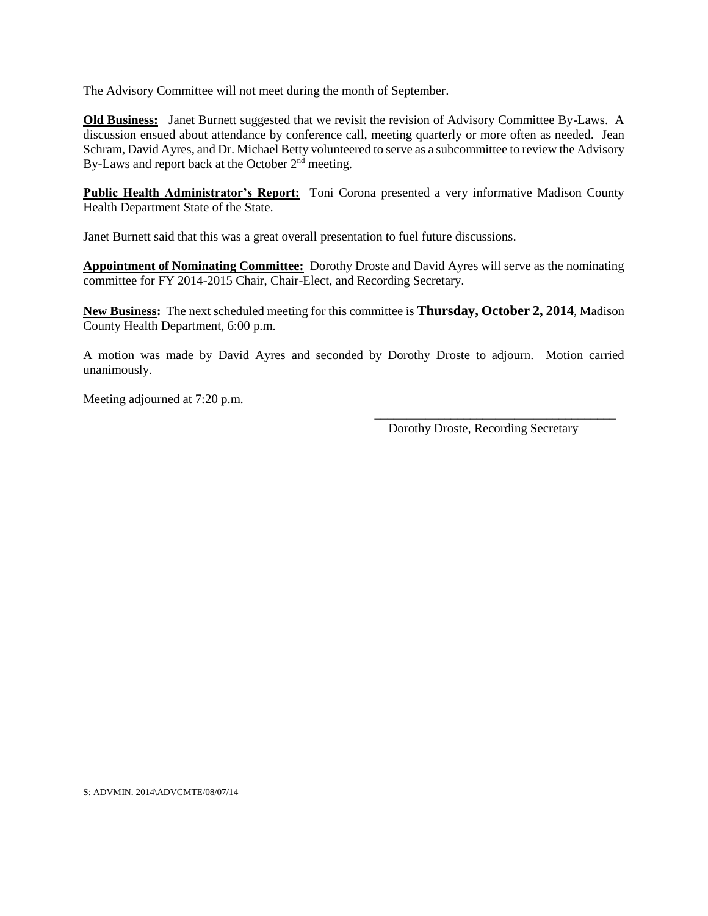The Advisory Committee will not meet during the month of September.

**Old Business:** Janet Burnett suggested that we revisit the revision of Advisory Committee By-Laws. A discussion ensued about attendance by conference call, meeting quarterly or more often as needed. Jean Schram, David Ayres, and Dr. Michael Betty volunteered to serve as a subcommittee to review the Advisory By-Laws and report back at the October 2nd meeting.

**Public Health Administrator's Report:** Toni Corona presented a very informative Madison County Health Department State of the State.

Janet Burnett said that this was a great overall presentation to fuel future discussions.

**Appointment of Nominating Committee:** Dorothy Droste and David Ayres will serve as the nominating committee for FY 2014-2015 Chair, Chair-Elect, and Recording Secretary.

**New Business:** The next scheduled meeting for this committee is **Thursday, October 2, 2014**, Madison County Health Department, 6:00 p.m.

A motion was made by David Ayres and seconded by Dorothy Droste to adjourn. Motion carried unanimously.

Meeting adjourned at 7:20 p.m.

_______________________________________
Dorothy Droste, Recording Secretary

S: ADVMIN. 2014\ADVCMTE/08/07/14